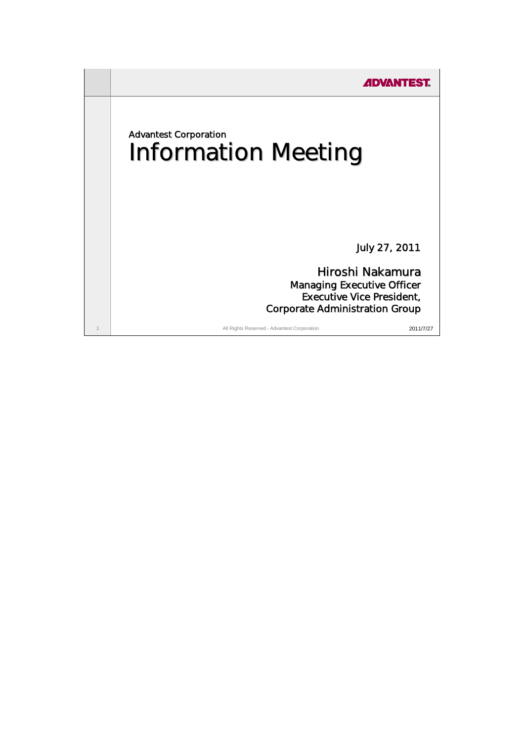ADVANTEST

Advantest Corporation

# Information Meeting

July 27, 2011

Hiroshi Nakamura
Managing Executive Officer
Executive Vice President,
Corporate Administration Group

All Rights Reserved - Advantest Corporation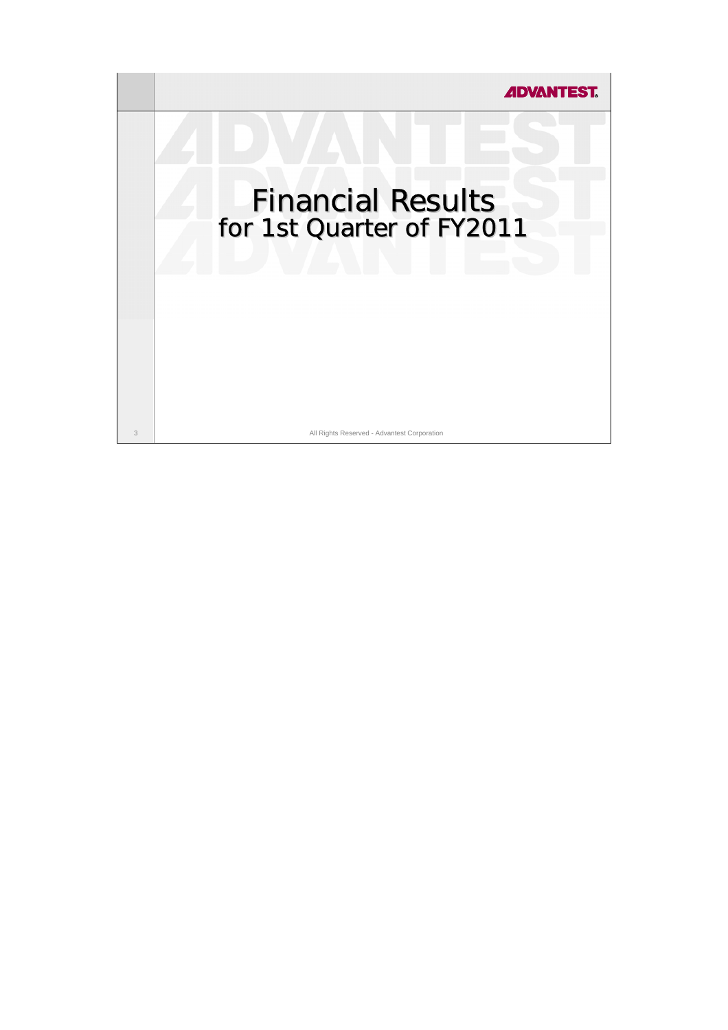# Financial Results for 1st Quarter of FY2011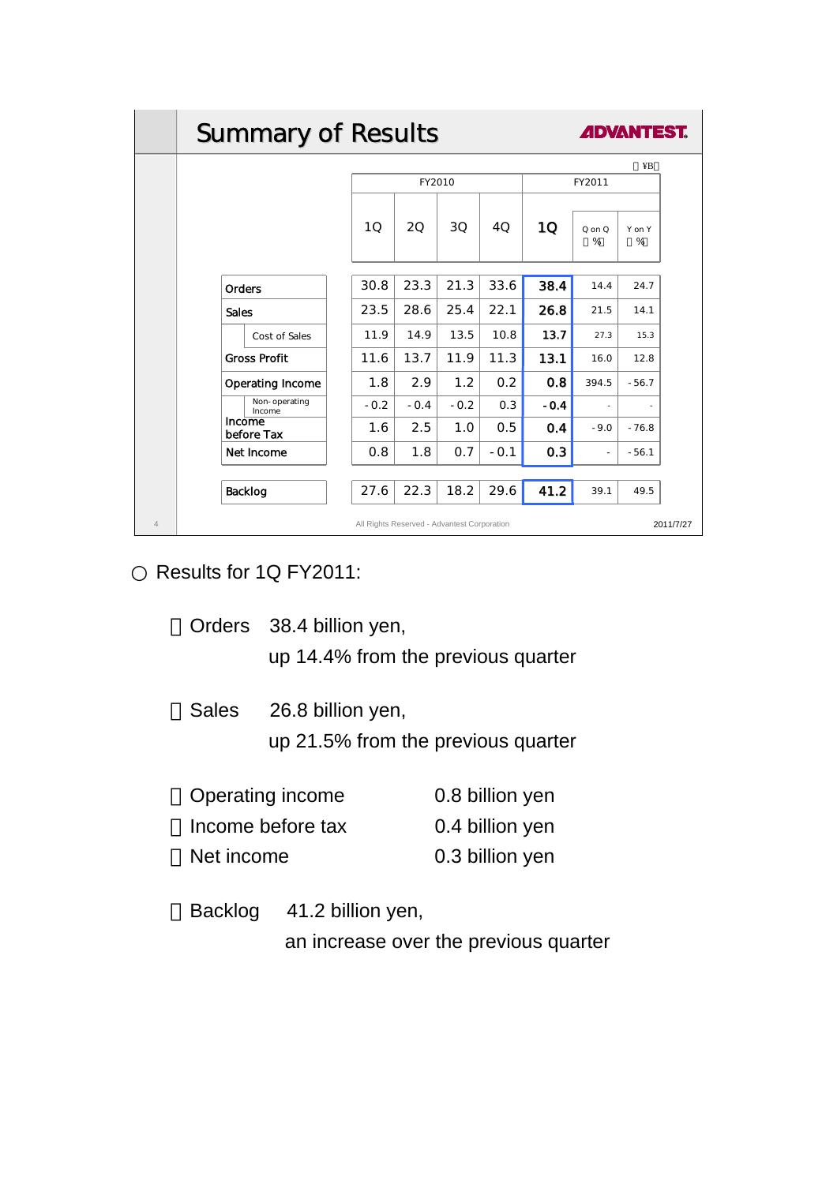## Summary of Results

ADVANTEST

（¥B）

| | FY2010 | | | | FY2011 | | |
|---|---|---|---|---|---|---|---|
| | 1Q | 2Q | 3Q | 4Q | 1Q | Q on Q（%） | Y on Y（%） |
| Orders | 30.8 | 23.3 | 21.3 | 33.6 | **38.4** | 14.4 | 24.7 |
| Sales | 23.5 | 28.6 | 25.4 | 22.1 | **26.8** | 21.5 | 14.1 |
| Cost of Sales | 11.9 | 14.9 | 13.5 | 10.8 | **13.7** | 27.3 | 15.3 |
| Gross Profit | 11.6 | 13.7 | 11.9 | 11.3 | **13.1** | 16.0 | 12.8 |
| Operating Income | 1.8 | 2.9 | 1.2 | 0.2 | **0.8** | 394.5 | -56.7 |
| Non-operating Income | -0.2 | -0.4 | -0.2 | 0.3 | **-0.4** | - | - |
| Income before Tax | 1.6 | 2.5 | 1.0 | 0.5 | **0.4** | -9.0 | -76.8 |
| Net Income | 0.8 | 1.8 | 0.7 | -0.1 | **0.3** | - | -56.1 |
| Backlog | 27.6 | 22.3 | 18.2 | 29.6 | **41.2** | 39.1 | 49.5 |

All Rights Reserved - Advantest Corporation

2011/7/27

○ Results for 1Q FY2011:

- Orders 38.4 billion yen,
  up 14.4% from the previous quarter

- Sales 26.8 billion yen,
  up 21.5% from the previous quarter

- Operating income 0.8 billion yen
- Income before tax 0.4 billion yen
- Net income 0.3 billion yen

- Backlog 41.2 billion yen,
  an increase over the previous quarter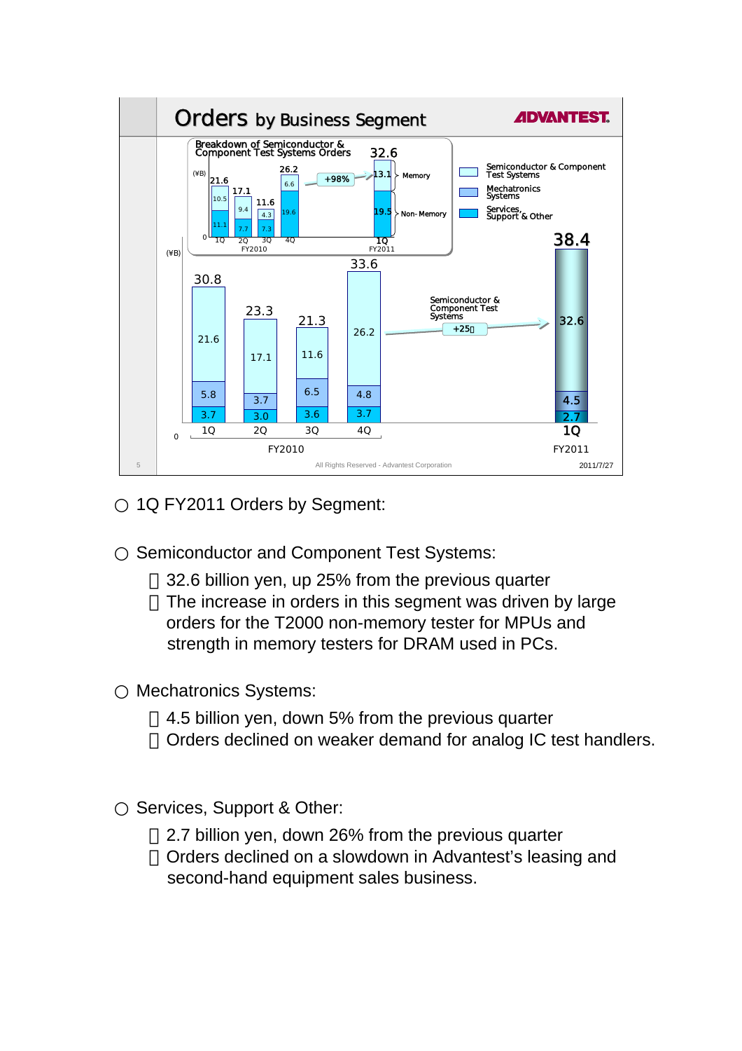## Orders by Business Segment

**Breakdown of Semiconductor & Component Test Systems Orders** (¥B)

| | 1Q FY2010 | 2Q FY2010 | 3Q FY2010 | 4Q FY2010 | 1Q FY2011 |
|---|---|---|---|---|---|
| Memory | 10.5 | 9.4 | 4.3 | 6.6 | 13.1 |
| Non-Memory | 11.1 | 7.7 | 7.3 | 19.6 | 19.5 |
| Total | 21.6 | 17.1 | 11.6 | 26.2 | 32.6 |

4Q FY2010 → 1Q FY2011: +98%

**Orders by Business Segment** (¥B)

| | 1Q FY2010 | 2Q FY2010 | 3Q FY2010 | 4Q FY2010 | 1Q FY2011 |
|---|---|---|---|---|---|
| Semiconductor & Component Test Systems | 21.6 | 17.1 | 11.6 | 26.2 | 32.6 |
| Mechatronics Systems | 5.8 | 3.7 | 6.5 | 4.8 | 4.5 |
| Services, Support & Other | 3.7 | 3.0 | 3.6 | 3.7 | 2.7 |
| Total | 30.8 | 23.3 | 21.3 | 33.6 | 38.4 |

Semiconductor & Component Test Systems: +25%

All Rights Reserved - Advantest Corporation

2011/7/27

○ 1Q FY2011 Orders by Segment:

○ Semiconductor and Component Test Systems:

- 32.6 billion yen, up 25% from the previous quarter
- The increase in orders in this segment was driven by large orders for the T2000 non-memory tester for MPUs and strength in memory testers for DRAM used in PCs.

○ Mechatronics Systems:

- 4.5 billion yen, down 5% from the previous quarter
- Orders declined on weaker demand for analog IC test handlers.

○ Services, Support & Other:

- 2.7 billion yen, down 26% from the previous quarter
- Orders declined on a slowdown in Advantest's leasing and second-hand equipment sales business.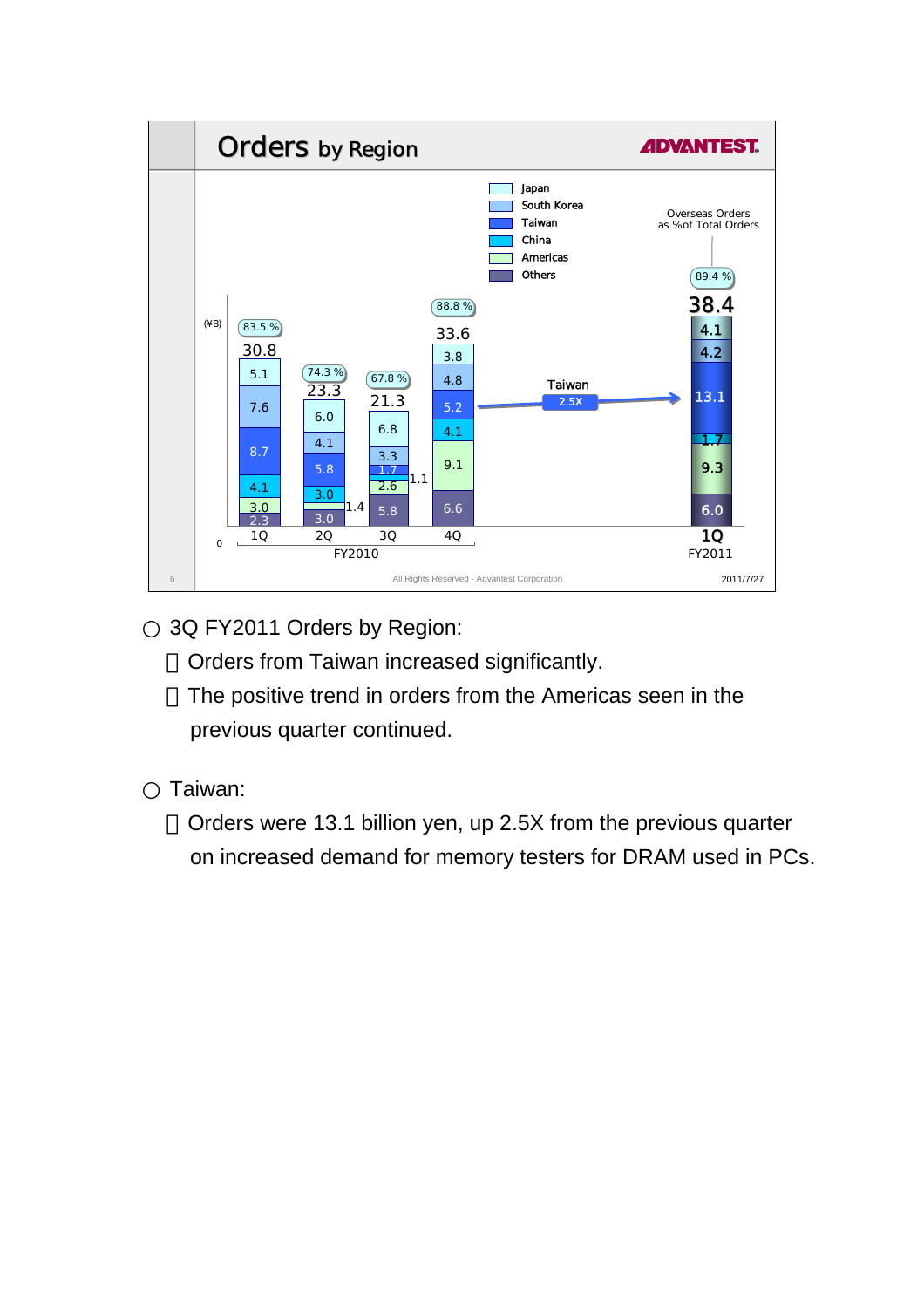# Orders by Region

ADVANTEST

(¥B)

| | 1Q FY2010 | 2Q FY2010 | 3Q FY2010 | 4Q FY2010 | 1Q FY2011 |
|---|---|---|---|---|---|
| Japan | 5.1 | 6.0 | 6.8 | 3.8 | 4.1 |
| South Korea | 7.6 | 4.1 | 3.3 | 4.8 | 4.2 |
| Taiwan | 8.7 | 5.8 | 1.7 | 5.2 | 13.1 |
| China | 4.1 | 3.0 | 1.1 | 4.1 | 1.7 |
| Americas | 3.0 | 1.4 | 2.6 | 9.1 | 9.3 |
| Others | 2.3 | 3.0 | 5.8 | 6.6 | 6.0 |
| Total | 30.8 | 23.3 | 21.3 | 33.6 | 38.4 |
| Overseas Orders as %of Total Orders | 83.5 % | 74.3 % | 67.8 % | 88.8 % | 89.4 % |

Taiwan: 2.5X (4Q FY2010 → 1Q FY2011)

All Rights Reserved - Advantest Corporation

2011/7/27

○ 3Q FY2011 Orders by Region:

- Orders from Taiwan increased significantly.
- The positive trend in orders from the Americas seen in the previous quarter continued.

○ Taiwan:

- Orders were 13.1 billion yen, up 2.5X from the previous quarter on increased demand for memory testers for DRAM used in PCs.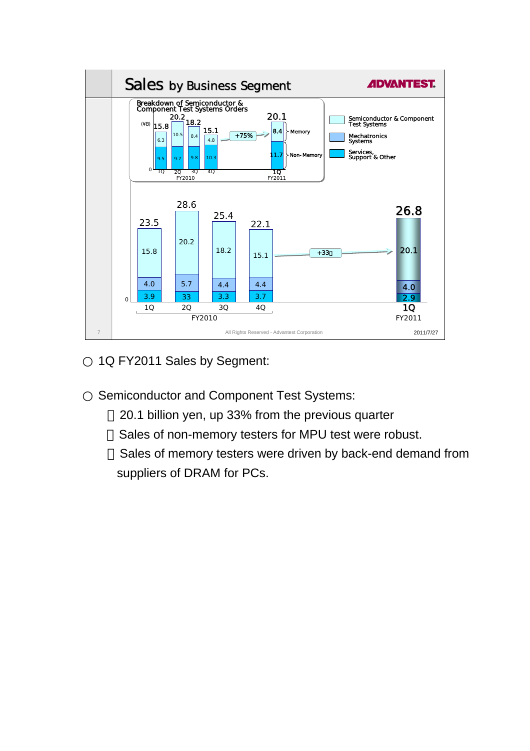## Sales by Business Segment

**ADVANTEST.**

Breakdown of Semiconductor & Component Test Systems Orders

(¥B)

| | 1Q FY2010 | 2Q FY2010 | 3Q FY2010 | 4Q FY2010 | 1Q FY2011 |
|---|---|---|---|---|---|
| Total | 15.8 | 20.2 | 18.2 | 15.1 | 20.1 |
| Memory | 6.3 | 10.5 | 8.4 | 4.8 | 8.4 |
| Non-Memory | 9.5 | 9.7 | 9.8 | 10.3 | 11.7 |

+75%

| | 1Q FY2010 | 2Q FY2010 | 3Q FY2010 | 4Q FY2010 | 1Q FY2011 |
|---|---|---|---|---|---|
| Total | 23.5 | 28.6 | 25.4 | 22.1 | 26.8 |
| Semiconductor & Component Test Systems | 15.8 | 20.2 | 18.2 | 15.1 | 20.1 |
| Mechatronics Systems | 4.0 | 5.7 | 4.4 | 4.4 | 4.0 |
| Services, Support & Other | 3.9 | 33 | 3.3 | 3.7 | 2.9 |

+33%

All Rights Reserved - Advantest Corporation

2011/7/27

○ 1Q FY2011 Sales by Segment:

○ Semiconductor and Component Test Systems:

- 20.1 billion yen, up 33% from the previous quarter
- Sales of non-memory testers for MPU test were robust.
- Sales of memory testers were driven by back-end demand from suppliers of DRAM for PCs.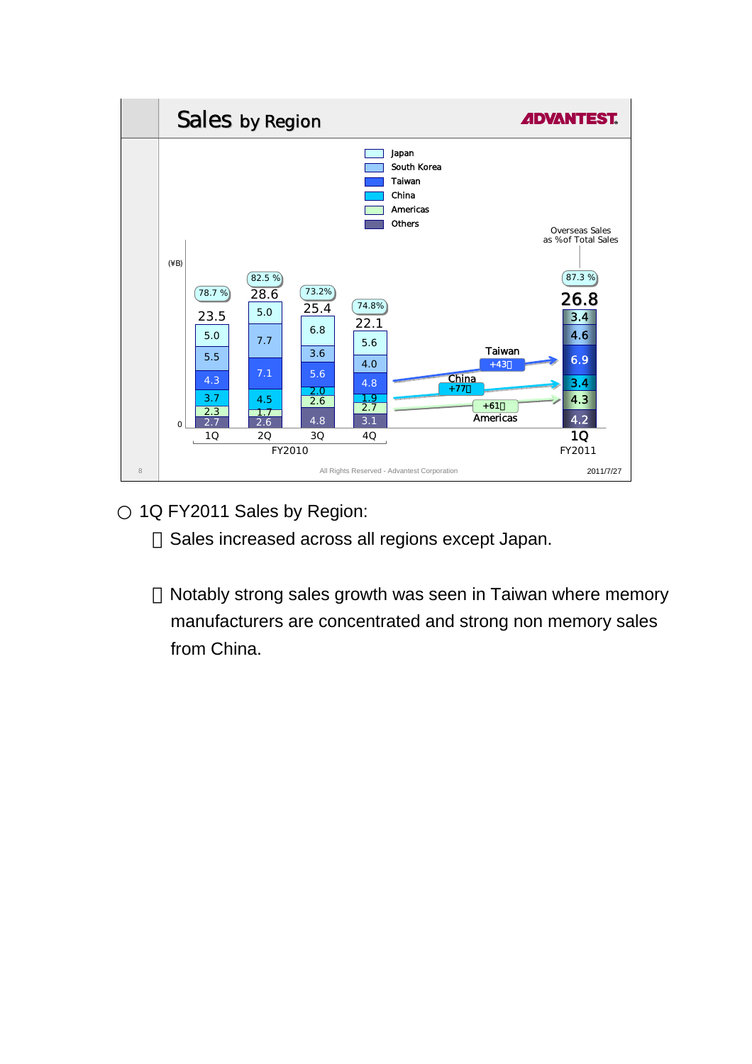## Sales by Region

ADVANTEST

(¥B)

| Region | 1Q FY2010 | 2Q FY2010 | 3Q FY2010 | 4Q FY2010 | 1Q FY2011 |
|---|---|---|---|---|---|
| Japan | 5.0 | 5.0 | 6.8 | 5.6 | 3.4 |
| South Korea | 5.5 | 7.7 | 3.6 | 4.0 | 4.6 |
| Taiwan | 4.3 | 7.1 | 5.6 | 4.8 | 6.9 |
| China | 3.7 | 4.5 | 2.0 | 1.9 | 3.4 |
| Americas | 2.3 | 1.7 | 2.6 | 2.7 | 4.3 |
| Others | 2.7 | 2.6 | 4.8 | 3.1 | 4.2 |
| Total | 23.5 | 28.6 | 25.4 | 22.1 | 26.8 |
| Overseas Sales as % of Total Sales | 78.7 % | 82.5 % | 73.2% | 74.8% | 87.3 % |

Taiwan +43

China +77

Americas +61

All Rights Reserved - Advantest Corporation

2011/7/27

○ 1Q FY2011 Sales by Region:

- Sales increased across all regions except Japan.

- Notably strong sales growth was seen in Taiwan where memory manufacturers are concentrated and strong non memory sales from China.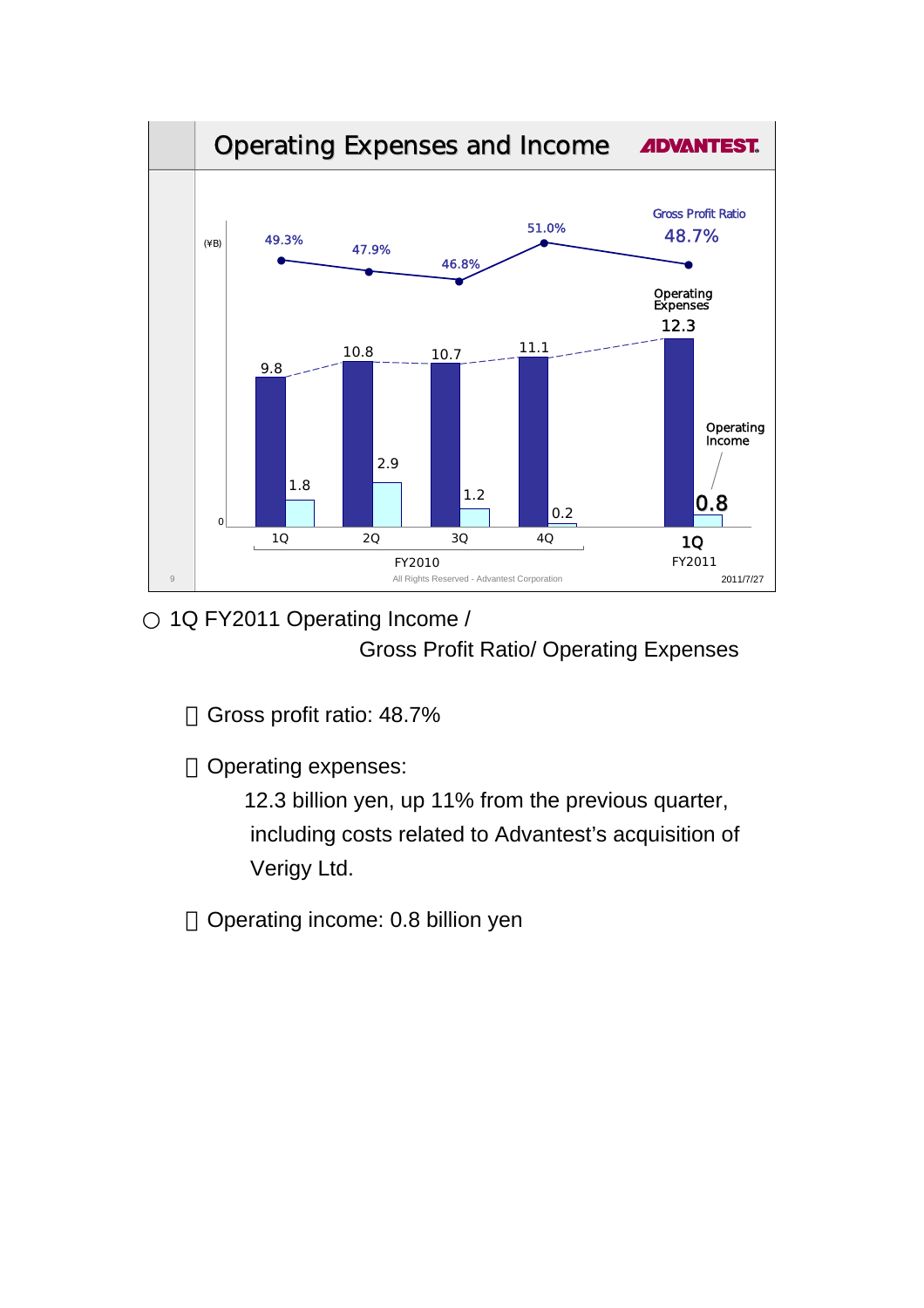## Operating Expenses and Income

ADVANTEST

| (¥B) | 1Q FY2010 | 2Q FY2010 | 3Q FY2010 | 4Q FY2010 | 1Q FY2011 |
|---|---|---|---|---|---|
| Gross Profit Ratio | 49.3% | 47.9% | 46.8% | 51.0% | 48.7% |
| Operating Expenses | 9.8 | 10.8 | 10.7 | 11.1 | 12.3 |
| Operating Income | 1.8 | 2.9 | 1.2 | 0.2 | 0.8 |

All Rights Reserved - Advantest Corporation

2011/7/27

○ 1Q FY2011 Operating Income / Gross Profit Ratio/ Operating Expenses

- Gross profit ratio: 48.7%
- Operating expenses:
  12.3 billion yen, up 11% from the previous quarter, including costs related to Advantest's acquisition of Verigy Ltd.
- Operating income: 0.8 billion yen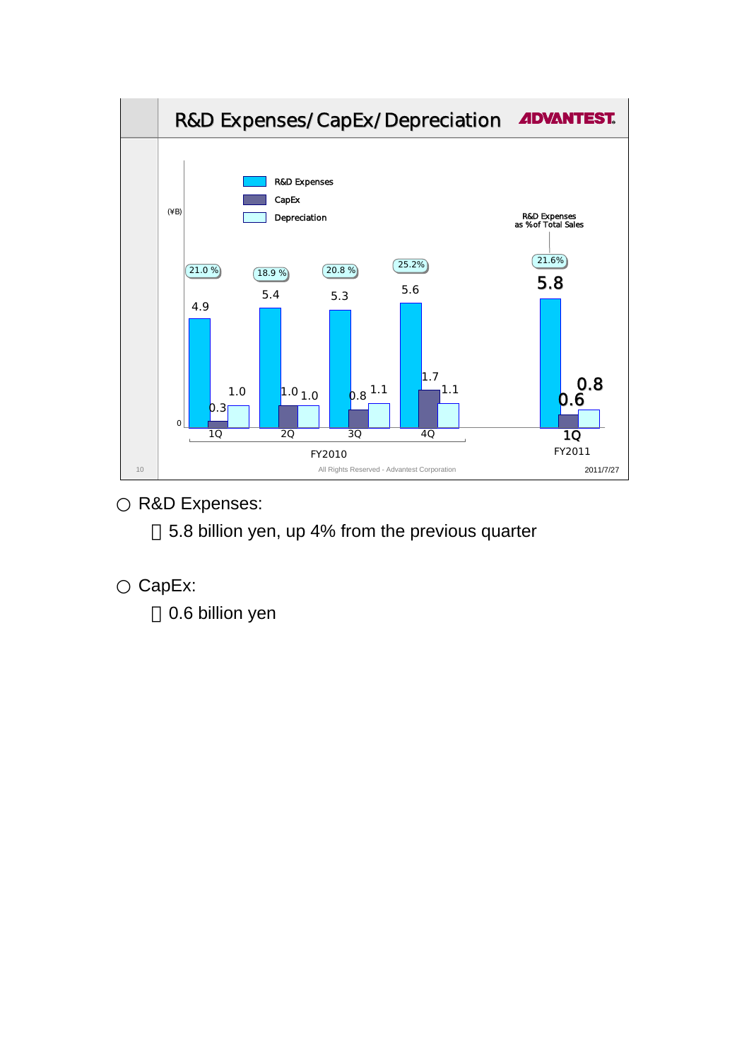## R&D Expenses/CapEx/Depreciation

(¥B)

| | FY2010 1Q | FY2010 2Q | FY2010 3Q | FY2010 4Q | FY2011 1Q |
|---|---|---|---|---|---|
| R&D Expenses | 4.9 | 5.4 | 5.3 | 5.6 | 5.8 |
| CapEx | 0.3 | 1.0 | 0.8 | 1.7 | 0.6 |
| Depreciation | 1.0 | 1.0 | 1.1 | 1.1 | 0.8 |
| R&D Expenses as % of Total Sales | 21.0 % | 18.9 % | 20.8 % | 25.2% | 21.6% |

All Rights Reserved - Advantest Corporation

2011/7/27

○ R&D Expenses:

 5.8 billion yen, up 4% from the previous quarter

○ CapEx:

 0.6 billion yen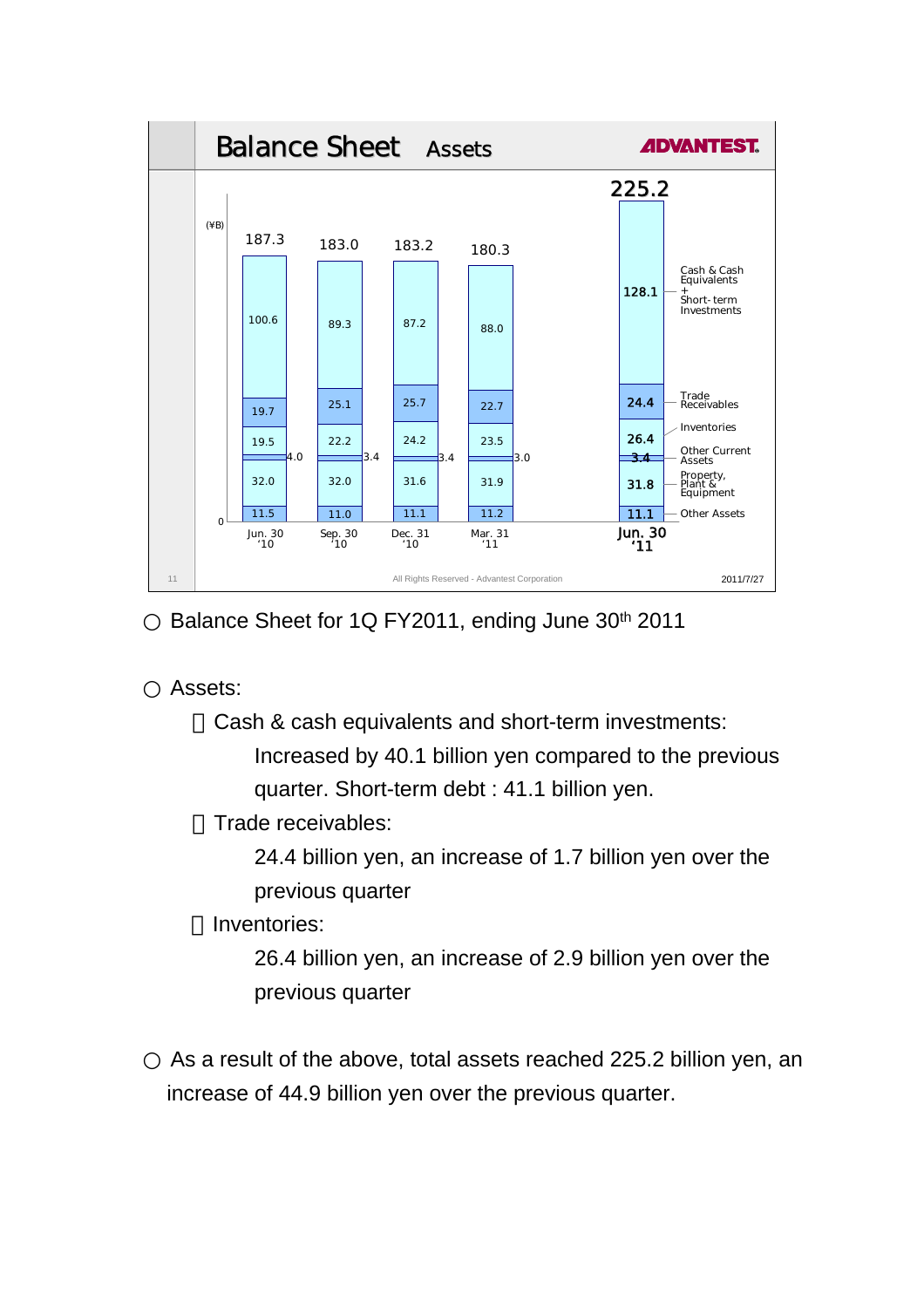## Balance Sheet Assets

ADVANTEST

(¥B)

| | Jun. 30 '10 | Sep. 30 '10 | Dec. 31 '10 | Mar. 31 '11 | Jun. 30 '11 |
|---|---|---|---|---|---|
| Total | 187.3 | 183.0 | 183.2 | 180.3 | 225.2 |
| Cash & Cash Equivalents + Short-term Investments | 100.6 | 89.3 | 87.2 | 88.0 | 128.1 |
| Trade Receivables | 19.7 | 25.1 | 25.7 | 22.7 | 24.4 |
| Inventories | 19.5 | 22.2 | 24.2 | 23.5 | 26.4 |
| Other Current Assets | 4.0 | 3.4 | 3.4 | 3.0 | 3.4 |
| Property, Plant & Equipment | 32.0 | 32.0 | 31.6 | 31.9 | 31.8 |
| Other Assets | 11.5 | 11.0 | 11.1 | 11.2 | 11.1 |

All Rights Reserved - Advantest Corporation 2011/7/27

○ Balance Sheet for 1Q FY2011, ending June 30th 2011

○ Assets:

- Cash & cash equivalents and short-term investments:
  Increased by 40.1 billion yen compared to the previous quarter. Short-term debt : 41.1 billion yen.
- Trade receivables:
  24.4 billion yen, an increase of 1.7 billion yen over the previous quarter
- Inventories:
  26.4 billion yen, an increase of 2.9 billion yen over the previous quarter

○ As a result of the above, total assets reached 225.2 billion yen, an increase of 44.9 billion yen over the previous quarter.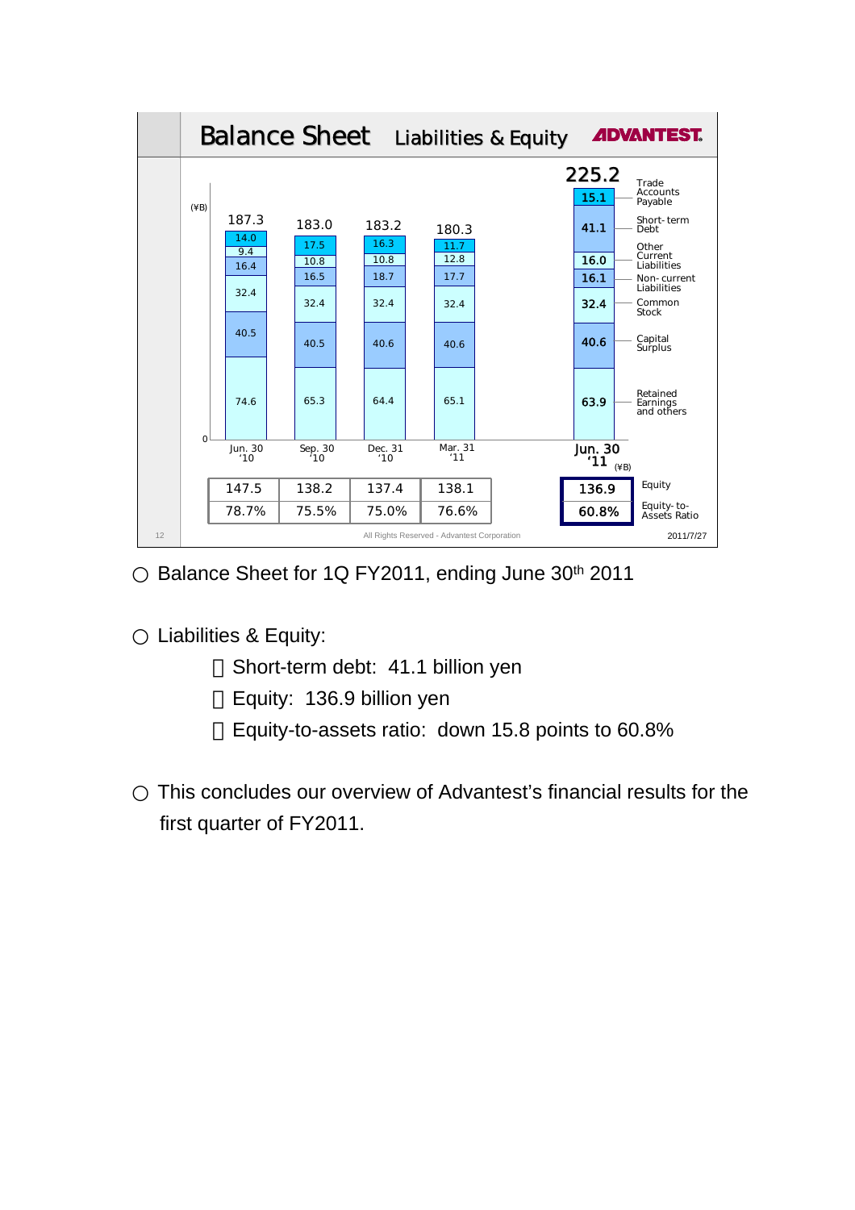# Balance Sheet　Liabilities & Equity

(¥B)

| | Jun. 30 '10 | Sep. 30 '10 | Dec. 31 '10 | Mar. 31 '11 | Jun. 30 '11 |
|---|---|---|---|---|---|
| Trade Accounts Payable | 14.0 | 17.5 | 16.3 | 11.7 | 15.1 |
| Short-term Debt | | | | | 41.1 |
| Other Current Liabilities | 9.4 | 10.8 | 10.8 | 12.8 | 16.0 |
| Non-current Liabilities | 16.4 | 16.5 | 18.7 | 17.7 | 16.1 |
| Common Stock | 32.4 | 32.4 | 32.4 | 32.4 | 32.4 |
| Capital Surplus | 40.5 | 40.5 | 40.6 | 40.6 | 40.6 |
| Retained Earnings and others | 74.6 | 65.3 | 64.4 | 65.1 | 63.9 |
| Total | 187.3 | 183.0 | 183.2 | 180.3 | 225.2 |

(¥B)

| | Jun. 30 '10 | Sep. 30 '10 | Dec. 31 '10 | Mar. 31 '11 | Jun. 30 '11 |
|---|---|---|---|---|---|
| Equity | 147.5 | 138.2 | 137.4 | 138.1 | 136.9 |
| Equity-to-Assets Ratio | 78.7% | 75.5% | 75.0% | 76.6% | 60.8% |

All Rights Reserved - Advantest Corporation

2011/7/27

○ Balance Sheet for 1Q FY2011, ending June 30th 2011

○ Liabilities & Equity:

- Short-term debt: 41.1 billion yen
- Equity: 136.9 billion yen
- Equity-to-assets ratio: down 15.8 points to 60.8%

○ This concludes our overview of Advantest's financial results for the first quarter of FY2011.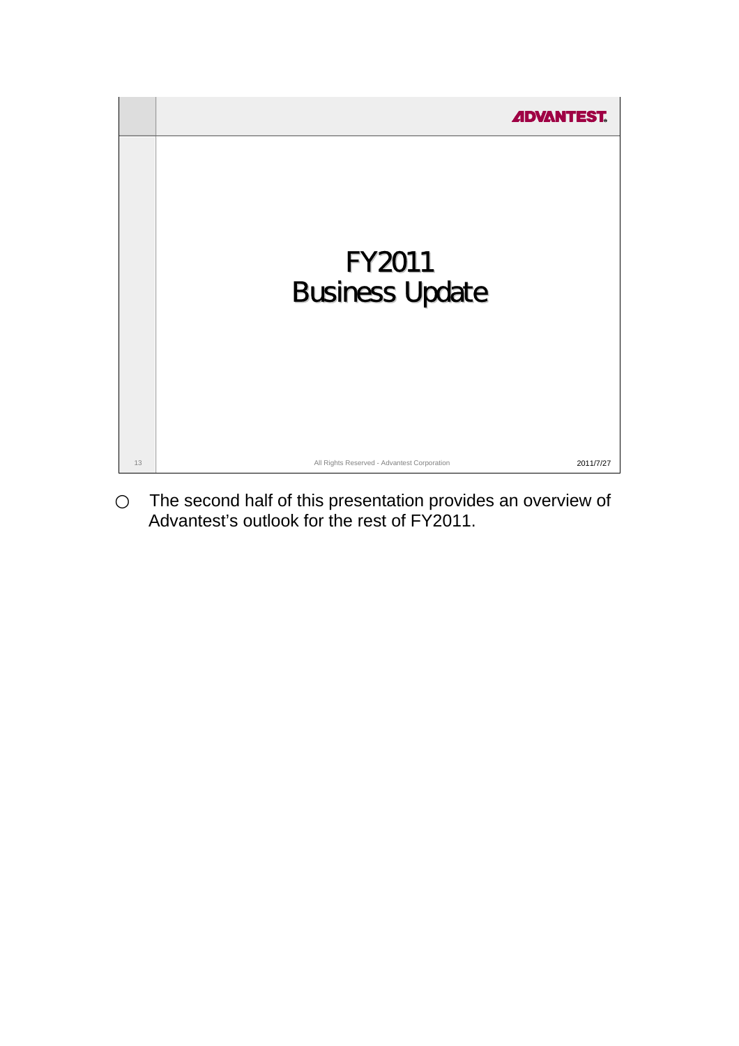# FY2011 Business Update

- The second half of this presentation provides an overview of Advantest's outlook for the rest of FY2011.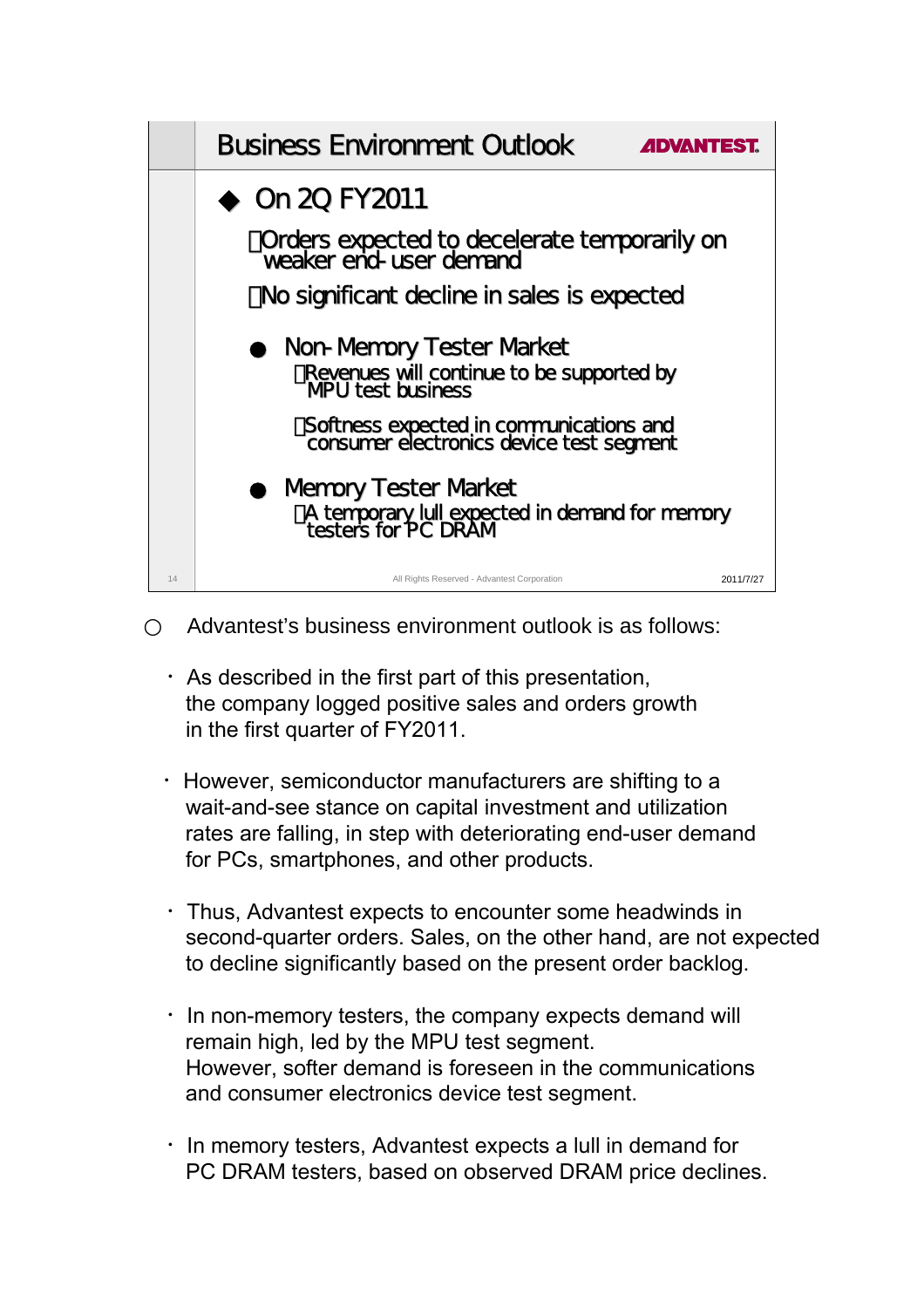## Business Environment Outlook

ADVANTEST.

◆ On 2Q FY2011

- Orders expected to decelerate temporarily on weaker end-user demand
- No significant decline in sales is expected

● Non-Memory Tester Market

- Revenues will continue to be supported by MPU test business
- Softness expected in communications and consumer electronics device test segment

● Memory Tester Market

- A temporary lull expected in demand for memory testers for PC DRAM

All Rights Reserved - Advantest Corporation 2011/7/27

○ Advantest's business environment outlook is as follows:

- As described in the first part of this presentation, the company logged positive sales and orders growth in the first quarter of FY2011.
- However, semiconductor manufacturers are shifting to a wait-and-see stance on capital investment and utilization rates are falling, in step with deteriorating end-user demand for PCs, smartphones, and other products.
- Thus, Advantest expects to encounter some headwinds in second-quarter orders. Sales, on the other hand, are not expected to decline significantly based on the present order backlog.
- In non-memory testers, the company expects demand will remain high, led by the MPU test segment. However, softer demand is foreseen in the communications and consumer electronics device test segment.
- In memory testers, Advantest expects a lull in demand for PC DRAM testers, based on observed DRAM price declines.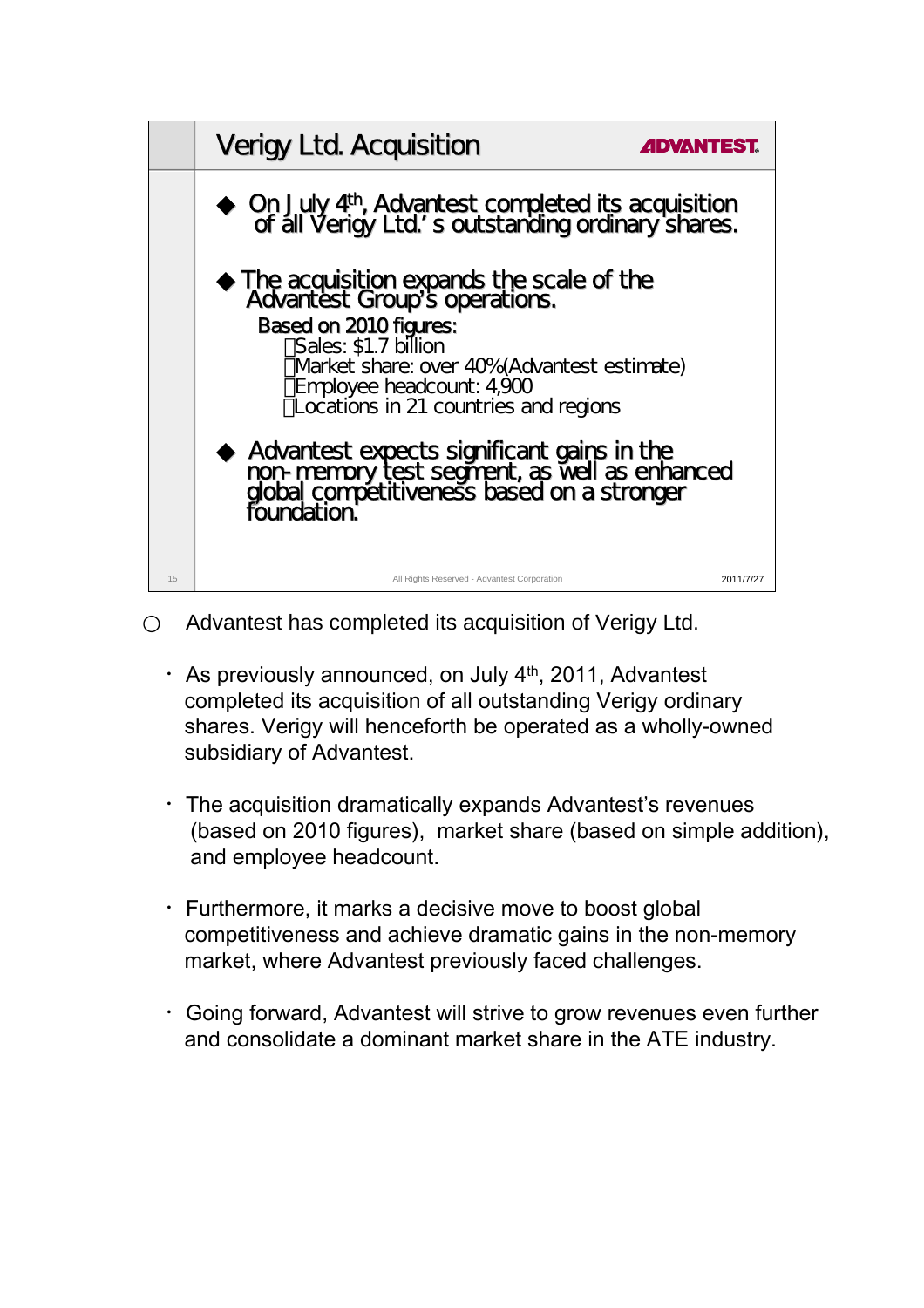## Verigy Ltd. Acquisition

ADVANTEST

- On July 4th, Advantest completed its acquisition of all Verigy Ltd.'s outstanding ordinary shares.
- The acquisition expands the scale of the Advantest Group's operations.

  Based on 2010 figures:
  - Sales: $1.7 billion
  - Market share: over 40%(Advantest estimate)
  - Employee headcount: 4,900
  - Locations in 21 countries and regions
- Advantest expects significant gains in the non-memory test segment, as well as enhanced global competitiveness based on a stronger foundation.

All Rights Reserved - Advantest Corporation 2011/7/27

○ Advantest has completed its acquisition of Verigy Ltd.

- As previously announced, on July 4th, 2011, Advantest completed its acquisition of all outstanding Verigy ordinary shares. Verigy will henceforth be operated as a wholly-owned subsidiary of Advantest.
- The acquisition dramatically expands Advantest's revenues (based on 2010 figures), market share (based on simple addition), and employee headcount.
- Furthermore, it marks a decisive move to boost global competitiveness and achieve dramatic gains in the non-memory market, where Advantest previously faced challenges.
- Going forward, Advantest will strive to grow revenues even further and consolidate a dominant market share in the ATE industry.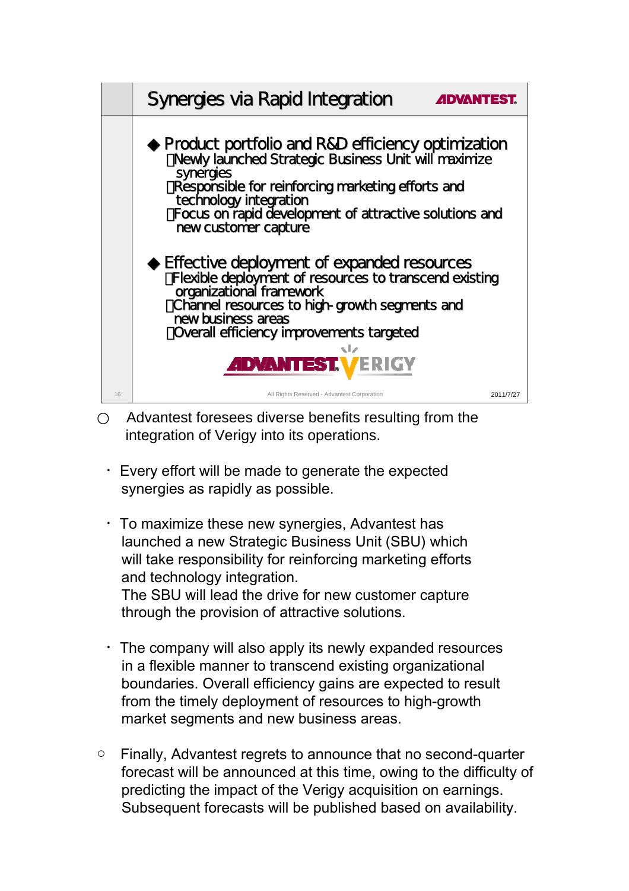## Synergies via Rapid Integration

◆ Product portfolio and R&D efficiency optimization
- Newly launched Strategic Business Unit will maximize synergies
- Responsible for reinforcing marketing efforts and technology integration
- Focus on rapid development of attractive solutions and new customer capture

◆ Effective deployment of expanded resources
- Flexible deployment of resources to transcend existing organizational framework
- Channel resources to high-growth segments and new business areas
- Overall efficiency improvements targeted

ADVANTEST VERIGY

All Rights Reserved - Advantest Corporation

2011/7/27

○ Advantest foresees diverse benefits resulting from the integration of Verigy into its operations.

・ Every effort will be made to generate the expected synergies as rapidly as possible.

・ To maximize these new synergies, Advantest has launched a new Strategic Business Unit (SBU) which will take responsibility for reinforcing marketing efforts and technology integration.
The SBU will lead the drive for new customer capture through the provision of attractive solutions.

・ The company will also apply its newly expanded resources in a flexible manner to transcend existing organizational boundaries. Overall efficiency gains are expected to result from the timely deployment of resources to high-growth market segments and new business areas.

○ Finally, Advantest regrets to announce that no second-quarter forecast will be announced at this time, owing to the difficulty of predicting the impact of the Verigy acquisition on earnings. Subsequent forecasts will be published based on availability.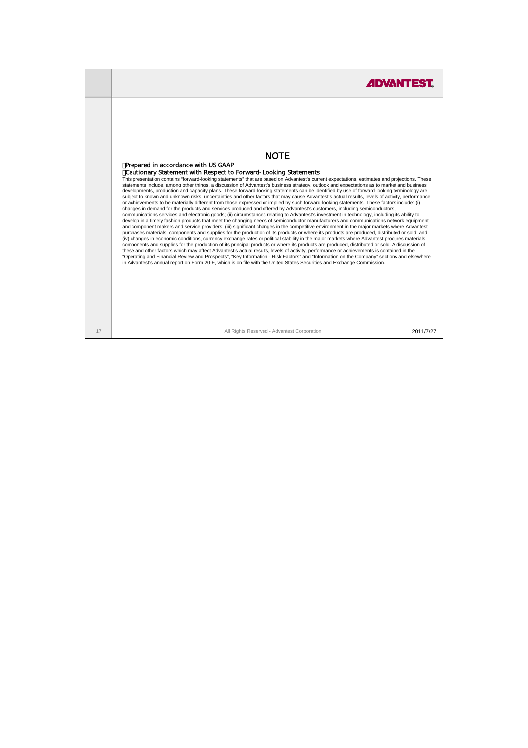# NOTE

**Prepared in accordance with US GAAP**

**Cautionary Statement with Respect to Forward-Looking Statements**

This presentation contains "forward-looking statements" that are based on Advantest's current expectations, estimates and projections. These statements include, among other things, a discussion of Advantest's business strategy, outlook and expectations as to market and business developments, production and capacity plans. These forward-looking statements can be identified by use of forward-looking terminology are subject to known and unknown risks, uncertainties and other factors that may cause Advantest's actual results, levels of activity, performance or achievements to be materially different from those expressed or implied by such forward-looking statements. These factors include: (i) changes in demand for the products and services produced and offered by Advantest's customers, including semiconductors, communications services and electronic goods; (ii) circumstances relating to Advantest's investment in technology, including its ability to develop in a timely fashion products that meet the changing needs of semiconductor manufacturers and communications network equipment and component makers and service providers; (iii) significant changes in the competitive environment in the major markets where Advantest purchases materials, components and supplies for the production of its products or where its products are produced, distributed or sold; and (iv) changes in economic conditions, currency exchange rates or political stability in the major markets where Advantest procures materials, components and supplies for the production of its principal products or where its products are produced, distributed or sold. A discussion of these and other factors which may affect Advantest's actual results, levels of activity, performance or achievements is contained in the "Operating and Financial Review and Prospects", "Key Information - Risk Factors" and "Information on the Company" sections and elsewhere in Advantest's annual report on Form 20-F, which is on file with the United States Securities and Exchange Commission.